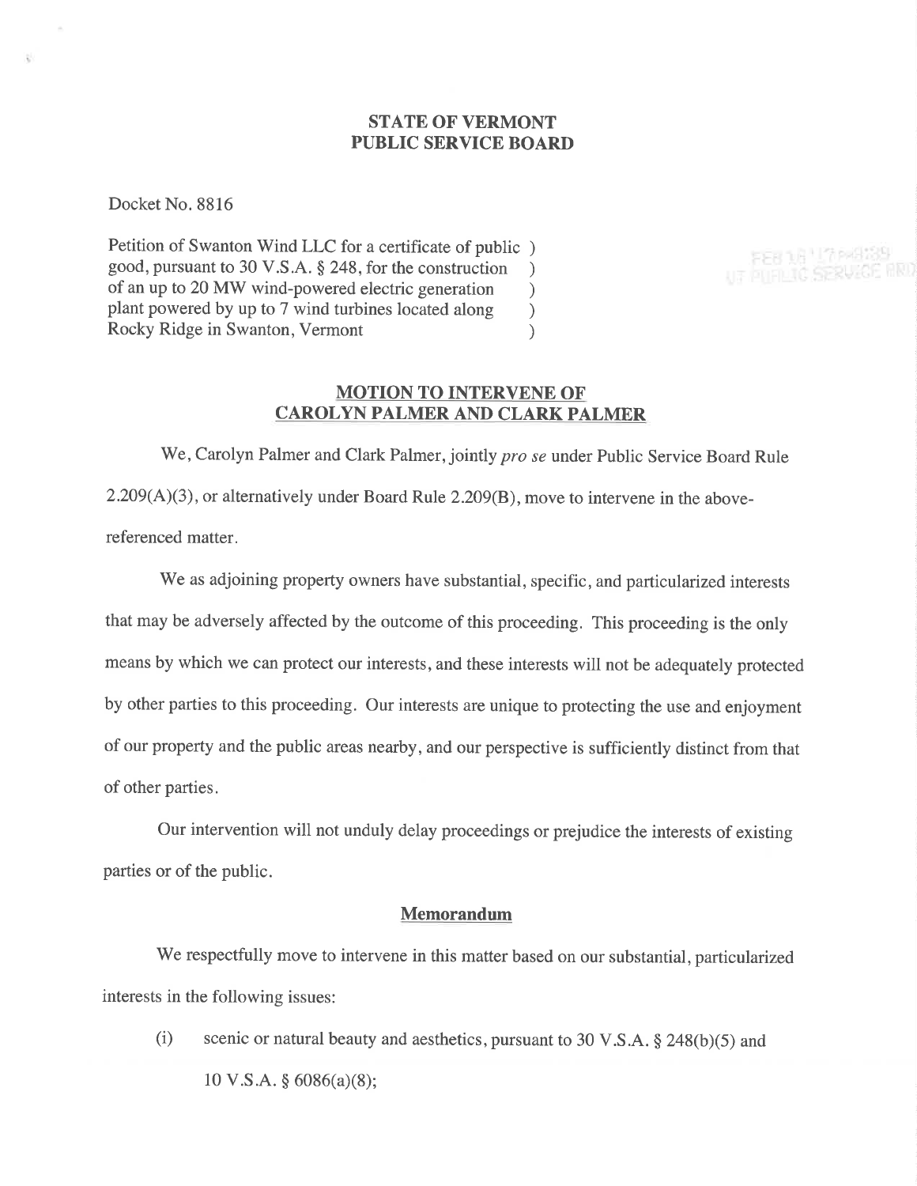## STATE OF VERMONT
## PUBLIC SERVICE BOARD

Docket No. 8816

Petition of Swanton Wind LLC for a certificate of public )
good, pursuant to 30 V.S.A. § 248, for the construction )
of an up to 20 MW wind-powered electric generation )
plant powered by up to 7 wind turbines located along )
Rocky Ridge in Swanton, Vermont )

### MOTION TO INTERVENE OF CAROLYN PALMER AND CLARK PALMER

We, Carolyn Palmer and Clark Palmer, jointly *pro se* under Public Service Board Rule 2.209(A)(3), or alternatively under Board Rule 2.209(B), move to intervene in the above-referenced matter.

We as adjoining property owners have substantial, specific, and particularized interests that may be adversely affected by the outcome of this proceeding. This proceeding is the only means by which we can protect our interests, and these interests will not be adequately protected by other parties to this proceeding. Our interests are unique to protecting the use and enjoyment of our property and the public areas nearby, and our perspective is sufficiently distinct from that of other parties.

Our intervention will not unduly delay proceedings or prejudice the interests of existing parties or of the public.

### Memorandum

We respectfully move to intervene in this matter based on our substantial, particularized interests in the following issues:

(i) scenic or natural beauty and aesthetics, pursuant to 30 V.S.A. § 248(b)(5) and 10 V.S.A. § 6086(a)(8);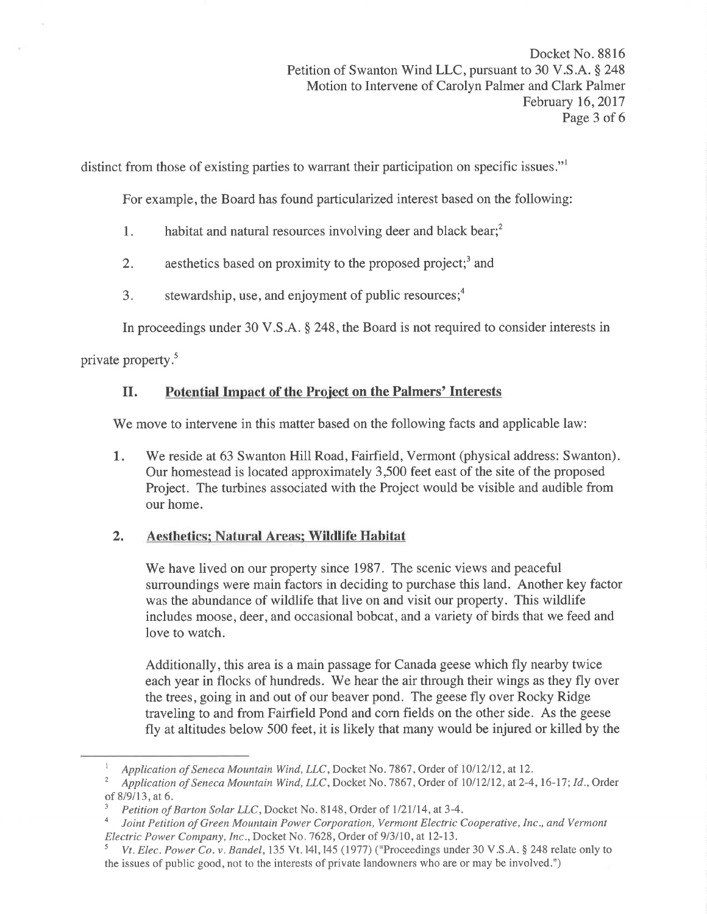distinct from those of existing parties to warrant their participation on specific issues."[1]

For example, the Board has found particularized interest based on the following:

1. habitat and natural resources involving deer and black bear;[2]

2. aesthetics based on proximity to the proposed project;[3] and

3. stewardship, use, and enjoyment of public resources;[4]

In proceedings under 30 V.S.A. § 248, the Board is not required to consider interests in private property.[5]

## II. Potential Impact of the Project on the Palmers' Interests

We move to intervene in this matter based on the following facts and applicable law:

1. We reside at 63 Swanton Hill Road, Fairfield, Vermont (physical address: Swanton). Our homestead is located approximately 3,500 feet east of the site of the proposed Project. The turbines associated with the Project would be visible and audible from our home.

2. **Aesthetics; Natural Areas; Wildlife Habitat**

   We have lived on our property since 1987. The scenic views and peaceful surroundings were main factors in deciding to purchase this land. Another key factor was the abundance of wildlife that live on and visit our property. This wildlife includes moose, deer, and occasional bobcat, and a variety of birds that we feed and love to watch.

   Additionally, this area is a main passage for Canada geese which fly nearby twice each year in flocks of hundreds. We hear the air through their wings as they fly over the trees, going in and out of our beaver pond. The geese fly over Rocky Ridge traveling to and from Fairfield Pond and corn fields on the other side. As the geese fly at altitudes below 500 feet, it is likely that many would be injured or killed by the

---

[1] *Application of Seneca Mountain Wind, LLC*, Docket No. 7867, Order of 10/12/12, at 12.

[2] *Application of Seneca Mountain Wind, LLC*, Docket No. 7867, Order of 10/12/12, at 2-4, 16-17; *Id.*, Order of 8/9/13, at 6.

[3] *Petition of Barton Solar LLC*, Docket No. 8148, Order of 1/21/14, at 3-4.

[4] *Joint Petition of Green Mountain Power Corporation, Vermont Electric Cooperative, Inc., and Vermont Electric Power Company, Inc.*, Docket No. 7628, Order of 9/3/10, at 12-13.

[5] *Vt. Elec. Power Co. v. Bandel*, 135 Vt. 141, 145 (1977) ("Proceedings under 30 V.S.A. § 248 relate only to the issues of public good, not to the interests of private landowners who are or may be involved.")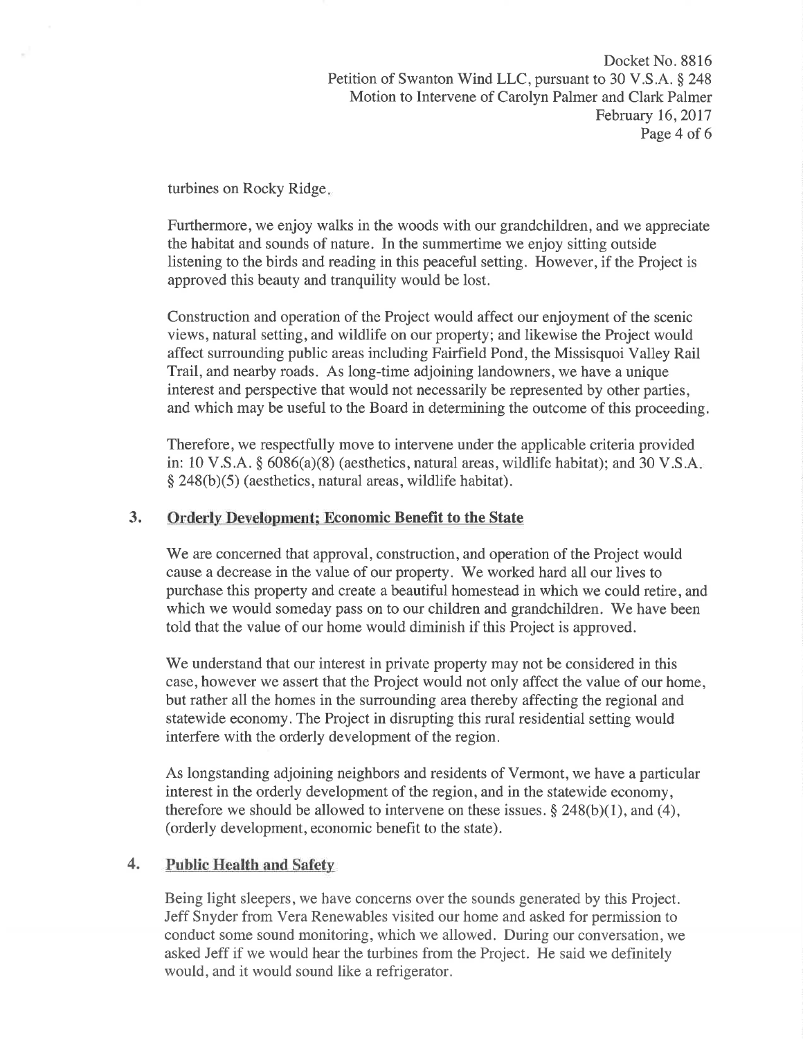turbines on Rocky Ridge.

Furthermore, we enjoy walks in the woods with our grandchildren, and we appreciate the habitat and sounds of nature. In the summertime we enjoy sitting outside listening to the birds and reading in this peaceful setting. However, if the Project is approved this beauty and tranquility would be lost.

Construction and operation of the Project would affect our enjoyment of the scenic views, natural setting, and wildlife on our property; and likewise the Project would affect surrounding public areas including Fairfield Pond, the Missisquoi Valley Rail Trail, and nearby roads. As long-time adjoining landowners, we have a unique interest and perspective that would not necessarily be represented by other parties, and which may be useful to the Board in determining the outcome of this proceeding.

Therefore, we respectfully move to intervene under the applicable criteria provided in: 10 V.S.A. § 6086(a)(8) (aesthetics, natural areas, wildlife habitat); and 30 V.S.A. § 248(b)(5) (aesthetics, natural areas, wildlife habitat).

## 3. Orderly Development; Economic Benefit to the State

We are concerned that approval, construction, and operation of the Project would cause a decrease in the value of our property. We worked hard all our lives to purchase this property and create a beautiful homestead in which we could retire, and which we would someday pass on to our children and grandchildren. We have been told that the value of our home would diminish if this Project is approved.

We understand that our interest in private property may not be considered in this case, however we assert that the Project would not only affect the value of our home, but rather all the homes in the surrounding area thereby affecting the regional and statewide economy. The Project in disrupting this rural residential setting would interfere with the orderly development of the region.

As longstanding adjoining neighbors and residents of Vermont, we have a particular interest in the orderly development of the region, and in the statewide economy, therefore we should be allowed to intervene on these issues. § 248(b)(1), and (4), (orderly development, economic benefit to the state).

## 4. Public Health and Safety

Being light sleepers, we have concerns over the sounds generated by this Project. Jeff Snyder from Vera Renewables visited our home and asked for permission to conduct some sound monitoring, which we allowed. During our conversation, we asked Jeff if we would hear the turbines from the Project. He said we definitely would, and it would sound like a refrigerator.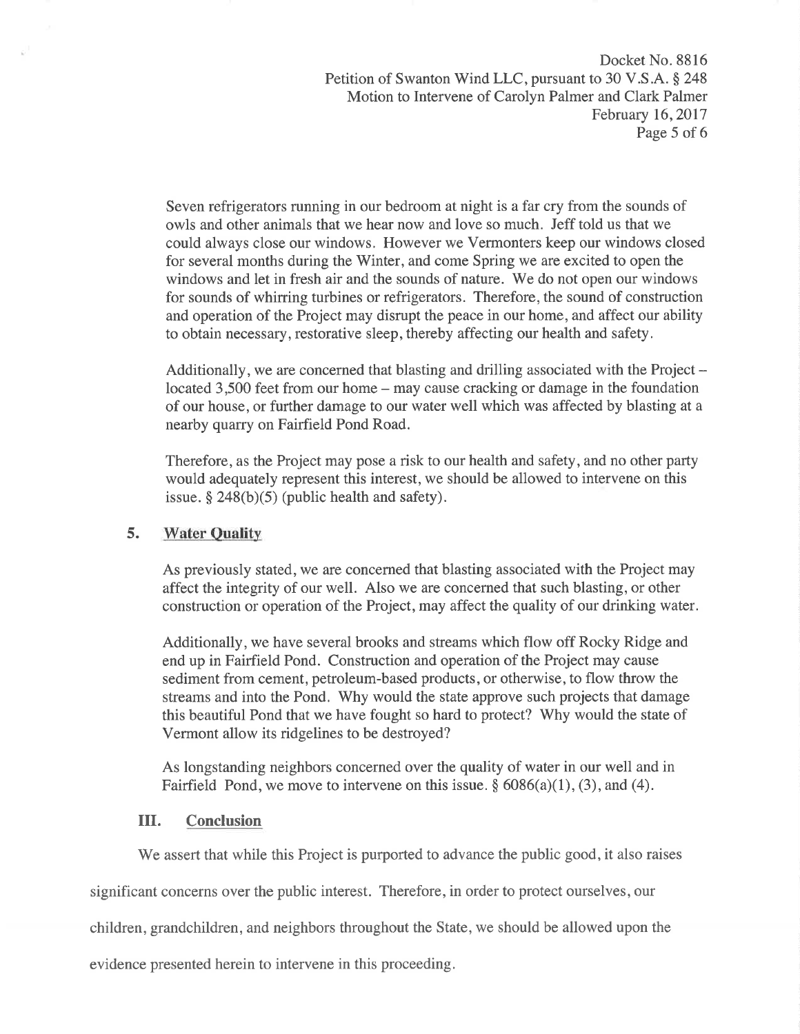Seven refrigerators running in our bedroom at night is a far cry from the sounds of owls and other animals that we hear now and love so much. Jeff told us that we could always close our windows. However we Vermonters keep our windows closed for several months during the Winter, and come Spring we are excited to open the windows and let in fresh air and the sounds of nature. We do not open our windows for sounds of whirring turbines or refrigerators. Therefore, the sound of construction and operation of the Project may disrupt the peace in our home, and affect our ability to obtain necessary, restorative sleep, thereby affecting our health and safety.

Additionally, we are concerned that blasting and drilling associated with the Project – located 3,500 feet from our home – may cause cracking or damage in the foundation of our house, or further damage to our water well which was affected by blasting at a nearby quarry on Fairfield Pond Road.

Therefore, as the Project may pose a risk to our health and safety, and no other party would adequately represent this interest, we should be allowed to intervene on this issue. § 248(b)(5) (public health and safety).

### 5. Water Quality

As previously stated, we are concerned that blasting associated with the Project may affect the integrity of our well. Also we are concerned that such blasting, or other construction or operation of the Project, may affect the quality of our drinking water.

Additionally, we have several brooks and streams which flow off Rocky Ridge and end up in Fairfield Pond. Construction and operation of the Project may cause sediment from cement, petroleum-based products, or otherwise, to flow throw the streams and into the Pond. Why would the state approve such projects that damage this beautiful Pond that we have fought so hard to protect? Why would the state of Vermont allow its ridgelines to be destroyed?

As longstanding neighbors concerned over the quality of water in our well and in Fairfield Pond, we move to intervene on this issue. § 6086(a)(1), (3), and (4).

## III. Conclusion

We assert that while this Project is purported to advance the public good, it also raises significant concerns over the public interest. Therefore, in order to protect ourselves, our children, grandchildren, and neighbors throughout the State, we should be allowed upon the evidence presented herein to intervene in this proceeding.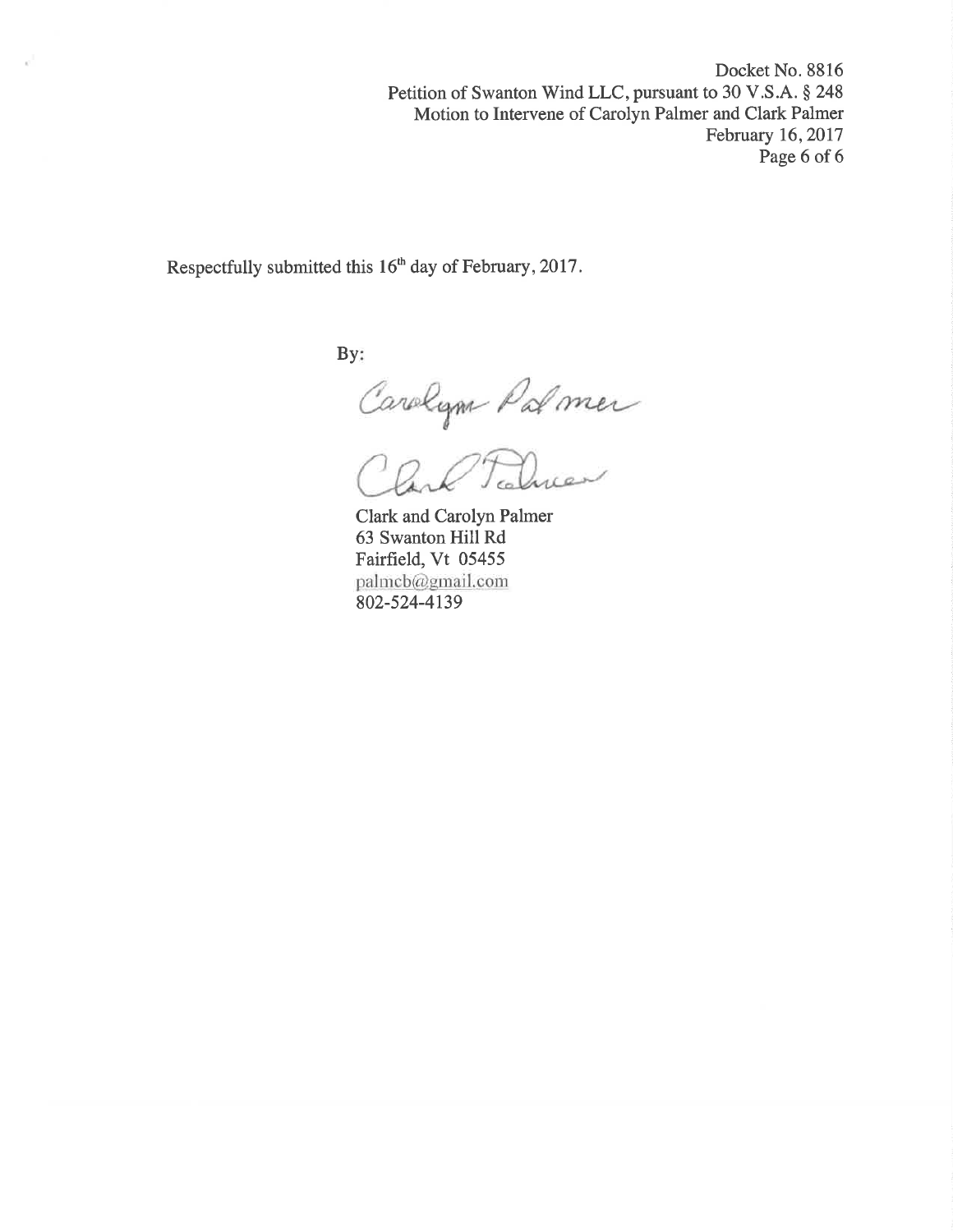Respectfully submitted this 16th day of February, 2017.

By:

Carolyn Palmer

Clark Palmer

Clark and Carolyn Palmer
63 Swanton Hill Rd
Fairfield, Vt 05455
palmcb@gmail.com
802-524-4139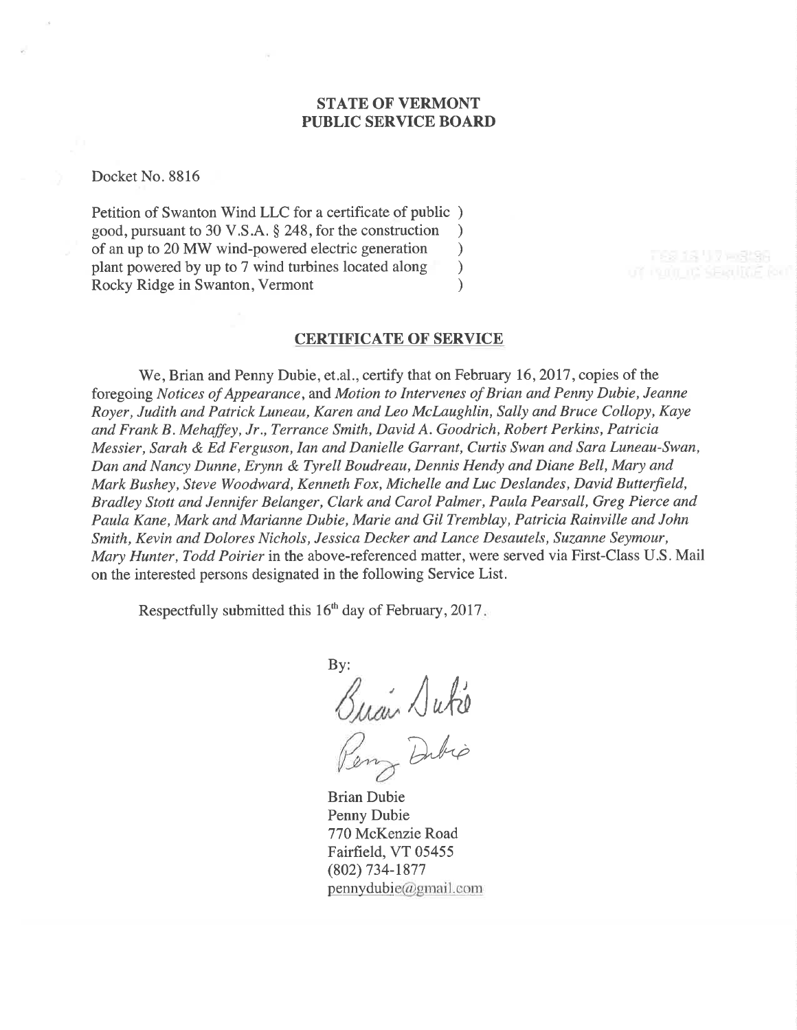**STATE OF VERMONT**
**PUBLIC SERVICE BOARD**

Docket No. 8816

Petition of Swanton Wind LLC for a certificate of public )
good, pursuant to 30 V.S.A. § 248, for the construction )
of an up to 20 MW wind-powered electric generation )
plant powered by up to 7 wind turbines located along )
Rocky Ridge in Swanton, Vermont )

## CERTIFICATE OF SERVICE

We, Brian and Penny Dubie, et.al., certify that on February 16, 2017, copies of the foregoing *Notices of Appearance*, and *Motion to Intervenes of Brian and Penny Dubie, Jeanne Royer, Judith and Patrick Luneau, Karen and Leo McLaughlin, Sally and Bruce Collopy, Kaye and Frank B. Mehaffey, Jr., Terrance Smith, David A. Goodrich, Robert Perkins, Patricia Messier, Sarah & Ed Ferguson, Ian and Danielle Garrant, Curtis Swan and Sara Luneau-Swan, Dan and Nancy Dunne, Erynn & Tyrell Boudreau, Dennis Hendy and Diane Bell, Mary and Mark Bushey, Steve Woodward, Kenneth Fox, Michelle and Luc Deslandes, David Butterfield, Bradley Stott and Jennifer Belanger, Clark and Carol Palmer, Paula Pearsall, Greg Pierce and Paula Kane, Mark and Marianne Dubie, Marie and Gil Tremblay, Patricia Rainville and John Smith, Kevin and Dolores Nichols, Jessica Decker and Lance Desautels, Suzanne Seymour, Mary Hunter, Todd Poirier* in the above-referenced matter, were served via First-Class U.S. Mail on the interested persons designated in the following Service List.

Respectfully submitted this 16th day of February, 2017.

By:

Brian Dubie
Penny Dubie
770 McKenzie Road
Fairfield, VT 05455
(802) 734-1877
pennydubie@gmail.com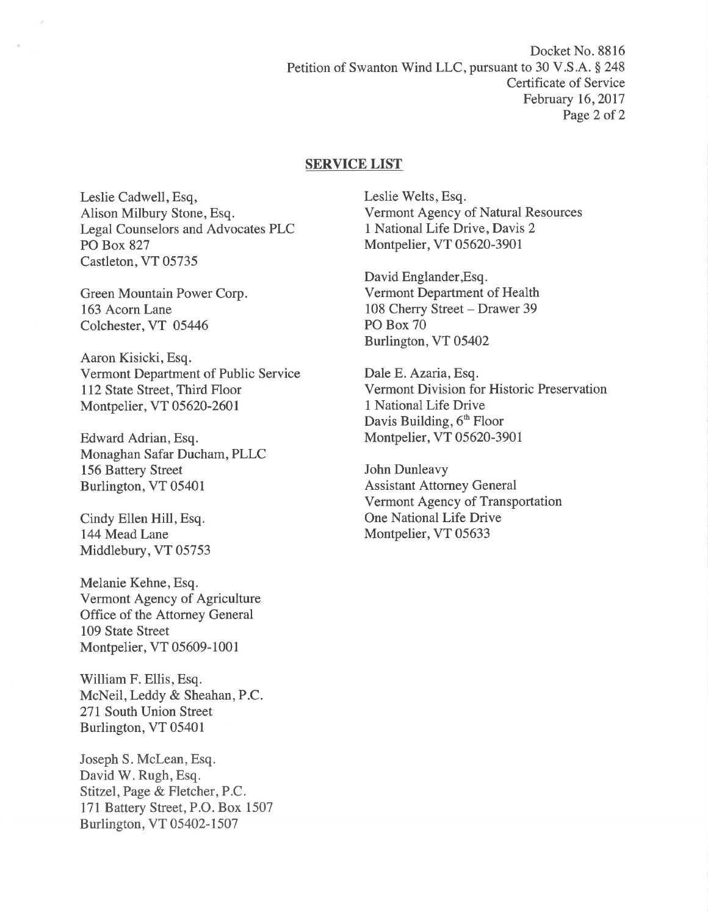## SERVICE LIST

Leslie Cadwell, Esq,
Alison Milbury Stone, Esq.
Legal Counselors and Advocates PLC
PO Box 827
Castleton, VT 05735

Green Mountain Power Corp.
163 Acorn Lane
Colchester, VT 05446

Aaron Kisicki, Esq.
Vermont Department of Public Service
112 State Street, Third Floor
Montpelier, VT 05620-2601

Edward Adrian, Esq.
Monaghan Safar Ducham, PLLC
156 Battery Street
Burlington, VT 05401

Cindy Ellen Hill, Esq.
144 Mead Lane
Middlebury, VT 05753

Melanie Kehne, Esq.
Vermont Agency of Agriculture
Office of the Attorney General
109 State Street
Montpelier, VT 05609-1001

William F. Ellis, Esq.
McNeil, Leddy & Sheahan, P.C.
271 South Union Street
Burlington, VT 05401

Joseph S. McLean, Esq.
David W. Rugh, Esq.
Stitzel, Page & Fletcher, P.C.
171 Battery Street, P.O. Box 1507
Burlington, VT 05402-1507

Leslie Welts, Esq.
Vermont Agency of Natural Resources
1 National Life Drive, Davis 2
Montpelier, VT 05620-3901

David Englander,Esq.
Vermont Department of Health
108 Cherry Street – Drawer 39
PO Box 70
Burlington, VT 05402

Dale E. Azaria, Esq.
Vermont Division for Historic Preservation
1 National Life Drive
Davis Building, 6th Floor
Montpelier, VT 05620-3901

John Dunleavy
Assistant Attorney General
Vermont Agency of Transportation
One National Life Drive
Montpelier, VT 05633